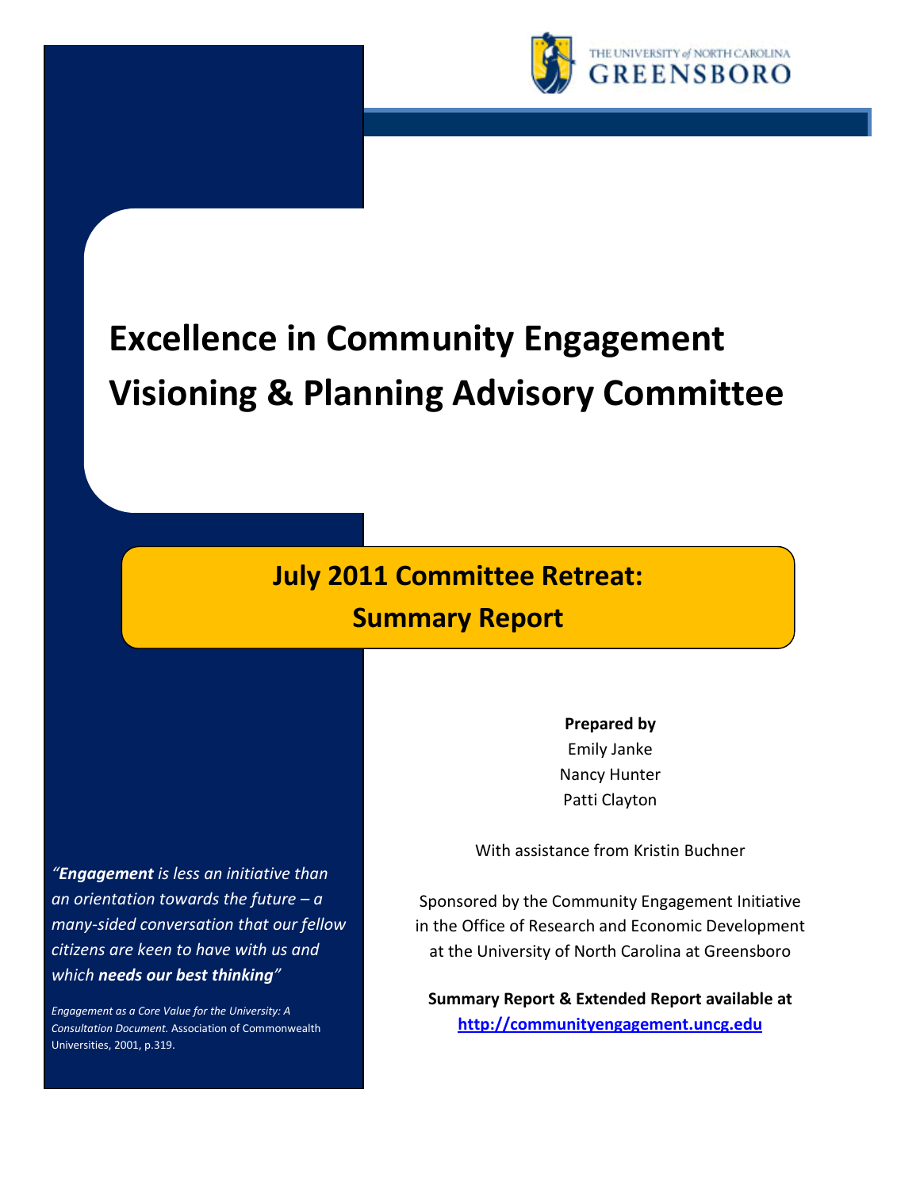THE UNIVERSITY *of* NORTH CAROLINA
GREENSBORO

# Excellence in Community Engagement Visioning & Planning Advisory Committee

## July 2011 Committee Retreat: Summary Report

**Prepared by**
Emily Janke
Nancy Hunter
Patti Clayton

With assistance from Kristin Buchner

Sponsored by the Community Engagement Initiative in the Office of Research and Economic Development at the University of North Carolina at Greensboro

**Summary Report & Extended Report available at**
**http://communityengagement.uncg.edu**

*"**Engagement** is less an initiative than an orientation towards the future – a many-sided conversation that our fellow citizens are keen to have with us and which **needs our best thinking**"*

*Engagement as a Core Value for the University: A Consultation Document.* Association of Commonwealth Universities, 2001, p.319.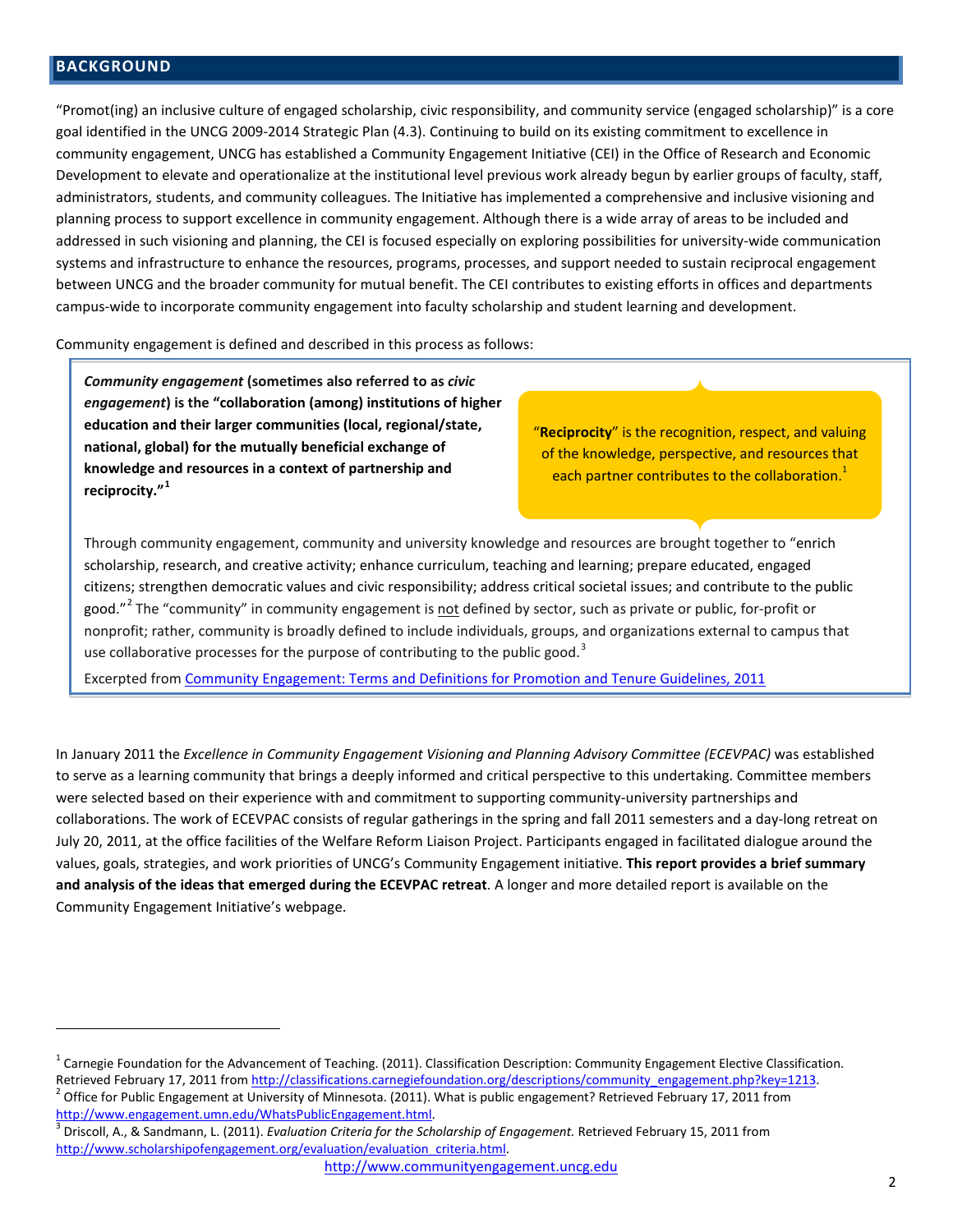## BACKGROUND

"Promot(ing) an inclusive culture of engaged scholarship, civic responsibility, and community service (engaged scholarship)" is a core goal identified in the UNCG 2009-2014 Strategic Plan (4.3). Continuing to build on its existing commitment to excellence in community engagement, UNCG has established a Community Engagement Initiative (CEI) in the Office of Research and Economic Development to elevate and operationalize at the institutional level previous work already begun by earlier groups of faculty, staff, administrators, students, and community colleagues. The Initiative has implemented a comprehensive and inclusive visioning and planning process to support excellence in community engagement. Although there is a wide array of areas to be included and addressed in such visioning and planning, the CEI is focused especially on exploring possibilities for university-wide communication systems and infrastructure to enhance the resources, programs, processes, and support needed to sustain reciprocal engagement between UNCG and the broader community for mutual benefit. The CEI contributes to existing efforts in offices and departments campus-wide to incorporate community engagement into faculty scholarship and student learning and development.

Community engagement is defined and described in this process as follows:

> ***Community engagement* (sometimes also referred to as *civic engagement*) is the "collaboration (among) institutions of higher education and their larger communities (local, regional/state, national, global) for the mutually beneficial exchange of knowledge and resources in a context of partnership and reciprocity."[1]**
>
> "**Reciprocity**" is the recognition, respect, and valuing of the knowledge, perspective, and resources that each partner contributes to the collaboration.[1]
>
> Through community engagement, community and university knowledge and resources are brought together to "enrich scholarship, research, and creative activity; enhance curriculum, teaching and learning; prepare educated, engaged citizens; strengthen democratic values and civic responsibility; address critical societal issues; and contribute to the public good."[2] The "community" in community engagement is not defined by sector, such as private or public, for-profit or nonprofit; rather, community is broadly defined to include individuals, groups, and organizations external to campus that use collaborative processes for the purpose of contributing to the public good.[3]
>
> Excerpted from Community Engagement: Terms and Definitions for Promotion and Tenure Guidelines, 2011

In January 2011 the *Excellence in Community Engagement Visioning and Planning Advisory Committee (ECEVPAC)* was established to serve as a learning community that brings a deeply informed and critical perspective to this undertaking. Committee members were selected based on their experience with and commitment to supporting community-university partnerships and collaborations. The work of ECEVPAC consists of regular gatherings in the spring and fall 2011 semesters and a day-long retreat on July 20, 2011, at the office facilities of the Welfare Reform Liaison Project. Participants engaged in facilitated dialogue around the values, goals, strategies, and work priorities of UNCG's Community Engagement initiative. **This report provides a brief summary and analysis of the ideas that emerged during the ECEVPAC retreat**. A longer and more detailed report is available on the Community Engagement Initiative's webpage.

---

[1] Carnegie Foundation for the Advancement of Teaching. (2011). Classification Description: Community Engagement Elective Classification. Retrieved February 17, 2011 from http://classifications.carnegiefoundation.org/descriptions/community_engagement.php?key=1213.

[2] Office for Public Engagement at University of Minnesota. (2011). What is public engagement? Retrieved February 17, 2011 from http://www.engagement.umn.edu/WhatsPublicEngagement.html.

[3] Driscoll, A., & Sandmann, L. (2011). *Evaluation Criteria for the Scholarship of Engagement.* Retrieved February 15, 2011 from http://www.scholarshipofengagement.org/evaluation/evaluation_criteria.html.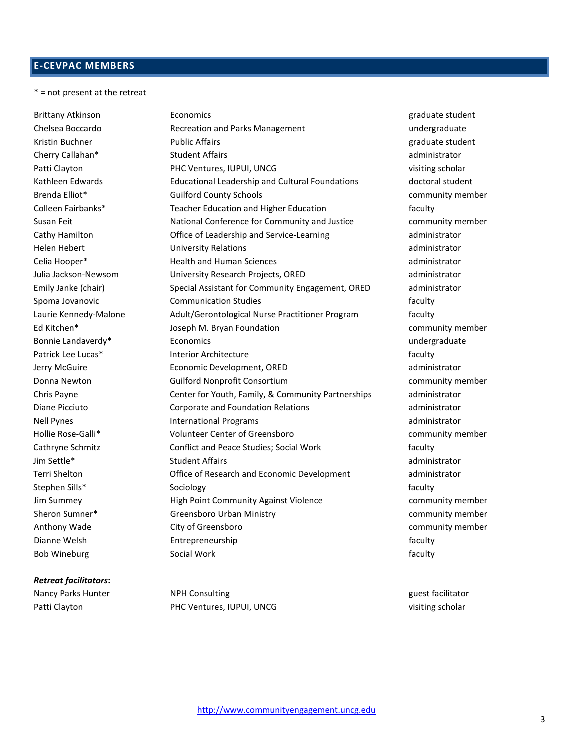## E-CEVPAC MEMBERS

* = not present at the retreat

| | | |
|---|---|---|
| Brittany Atkinson | Economics | graduate student |
| Chelsea Boccardo | Recreation and Parks Management | undergraduate |
| Kristin Buchner | Public Affairs | graduate student |
| Cherry Callahan* | Student Affairs | administrator |
| Patti Clayton | PHC Ventures, IUPUI, UNCG | visiting scholar |
| Kathleen Edwards | Educational Leadership and Cultural Foundations | doctoral student |
| Brenda Elliot* | Guilford County Schools | community member |
| Colleen Fairbanks* | Teacher Education and Higher Education | faculty |
| Susan Feit | National Conference for Community and Justice | community member |
| Cathy Hamilton | Office of Leadership and Service-Learning | administrator |
| Helen Hebert | University Relations | administrator |
| Celia Hooper* | Health and Human Sciences | administrator |
| Julia Jackson-Newsom | University Research Projects, ORED | administrator |
| Emily Janke (chair) | Special Assistant for Community Engagement, ORED | administrator |
| Spoma Jovanovic | Communication Studies | faculty |
| Laurie Kennedy-Malone | Adult/Gerontological Nurse Practitioner Program | faculty |
| Ed Kitchen* | Joseph M. Bryan Foundation | community member |
| Bonnie Landaverdy* | Economics | undergraduate |
| Patrick Lee Lucas* | Interior Architecture | faculty |
| Jerry McGuire | Economic Development, ORED | administrator |
| Donna Newton | Guilford Nonprofit Consortium | community member |
| Chris Payne | Center for Youth, Family, & Community Partnerships | administrator |
| Diane Picciuto | Corporate and Foundation Relations | administrator |
| Nell Pynes | International Programs | administrator |
| Hollie Rose-Galli* | Volunteer Center of Greensboro | community member |
| Cathryne Schmitz | Conflict and Peace Studies; Social Work | faculty |
| Jim Settle* | Student Affairs | administrator |
| Terri Shelton | Office of Research and Economic Development | administrator |
| Stephen Sills* | Sociology | faculty |
| Jim Summey | High Point Community Against Violence | community member |
| Sheron Sumner* | Greensboro Urban Ministry | community member |
| Anthony Wade | City of Greensboro | community member |
| Dianne Welsh | Entrepreneurship | faculty |
| Bob Wineburg | Social Work | faculty |

***Retreat facilitators*:**

| | | |
|---|---|---|
| Nancy Parks Hunter | NPH Consulting | guest facilitator |
| Patti Clayton | PHC Ventures, IUPUI, UNCG | visiting scholar |

http://www.communityengagement.uncg.edu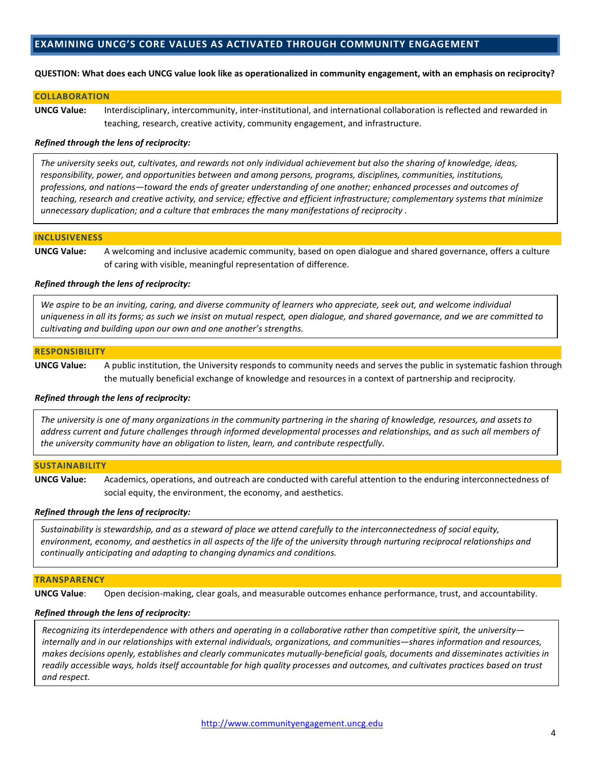## EXAMINING UNCG'S CORE VALUES AS ACTIVATED THROUGH COMMUNITY ENGAGEMENT

**QUESTION: What does each UNCG value look like as operationalized in community engagement, with an emphasis on reciprocity?**

### COLLABORATION

**UNCG Value:** Interdisciplinary, intercommunity, inter-institutional, and international collaboration is reflected and rewarded in teaching, research, creative activity, community engagement, and infrastructure.

***Refined through the lens of reciprocity:***

*The university seeks out, cultivates, and rewards not only individual achievement but also the sharing of knowledge, ideas, responsibility, power, and opportunities between and among persons, programs, disciplines, communities, institutions, professions, and nations—toward the ends of greater understanding of one another; enhanced processes and outcomes of teaching, research and creative activity, and service; effective and efficient infrastructure; complementary systems that minimize unnecessary duplication; and a culture that embraces the many manifestations of reciprocity .*

### INCLUSIVENESS

**UNCG Value:** A welcoming and inclusive academic community, based on open dialogue and shared governance, offers a culture of caring with visible, meaningful representation of difference.

***Refined through the lens of reciprocity:***

*We aspire to be an inviting, caring, and diverse community of learners who appreciate, seek out, and welcome individual uniqueness in all its forms; as such we insist on mutual respect, open dialogue, and shared governance, and we are committed to cultivating and building upon our own and one another's strengths.*

### RESPONSIBILITY

**UNCG Value:** A public institution, the University responds to community needs and serves the public in systematic fashion through the mutually beneficial exchange of knowledge and resources in a context of partnership and reciprocity.

***Refined through the lens of reciprocity:***

*The university is one of many organizations in the community partnering in the sharing of knowledge, resources, and assets to address current and future challenges through informed developmental processes and relationships, and as such all members of the university community have an obligation to listen, learn, and contribute respectfully.*

### SUSTAINABILITY

**UNCG Value:** Academics, operations, and outreach are conducted with careful attention to the enduring interconnectedness of social equity, the environment, the economy, and aesthetics.

***Refined through the lens of reciprocity:***

*Sustainability is stewardship, and as a steward of place we attend carefully to the interconnectedness of social equity, environment, economy, and aesthetics in all aspects of the life of the university through nurturing reciprocal relationships and continually anticipating and adapting to changing dynamics and conditions.*

### TRANSPARENCY

**UNCG Value**: Open decision-making, clear goals, and measurable outcomes enhance performance, trust, and accountability.

***Refined through the lens of reciprocity:***

*Recognizing its interdependence with others and operating in a collaborative rather than competitive spirit, the university—internally and in our relationships with external individuals, organizations, and communities—shares information and resources, makes decisions openly, establishes and clearly communicates mutually-beneficial goals, documents and disseminates activities in readily accessible ways, holds itself accountable for high quality processes and outcomes, and cultivates practices based on trust and respect.*

http://www.communityengagement.uncg.edu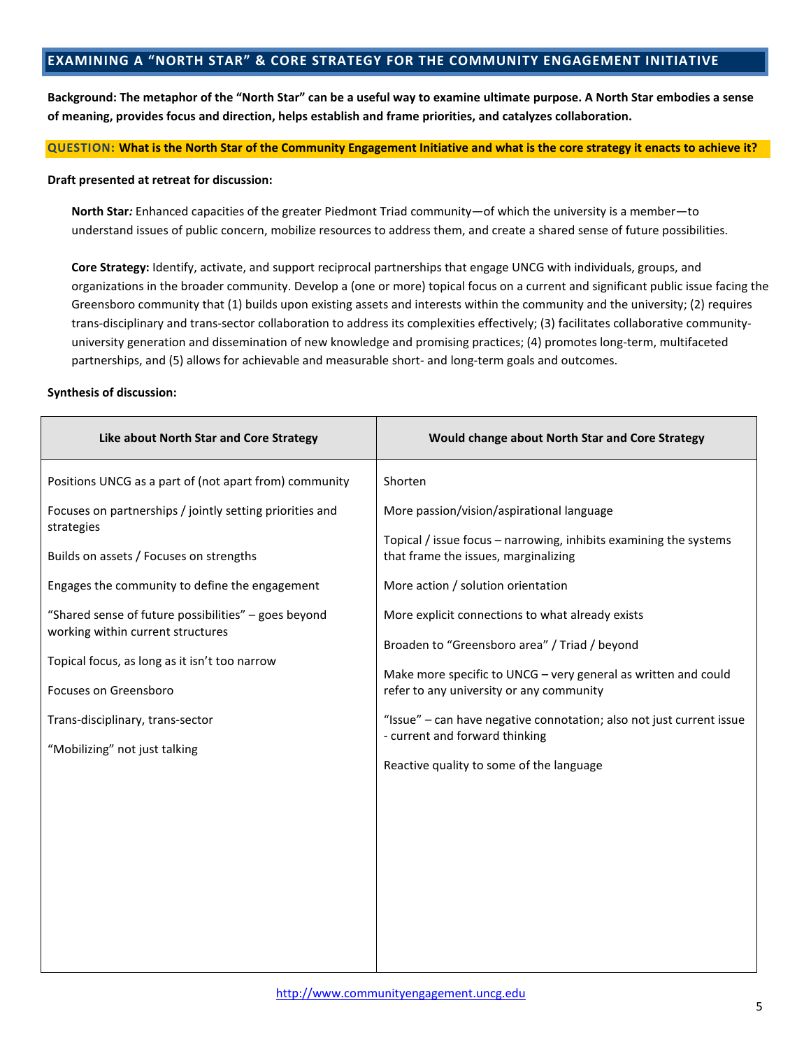## EXAMINING A "NORTH STAR" & CORE STRATEGY FOR THE COMMUNITY ENGAGEMENT INITIATIVE

**Background: The metaphor of the "North Star" can be a useful way to examine ultimate purpose. A North Star embodies a sense of meaning, provides focus and direction, helps establish and frame priorities, and catalyzes collaboration.**

**QUESTION: What is the North Star of the Community Engagement Initiative and what is the core strategy it enacts to achieve it?**

**Draft presented at retreat for discussion:**

**North Star*:*** Enhanced capacities of the greater Piedmont Triad community—of which the university is a member—to understand issues of public concern, mobilize resources to address them, and create a shared sense of future possibilities.

**Core Strategy:** Identify, activate, and support reciprocal partnerships that engage UNCG with individuals, groups, and organizations in the broader community. Develop a (one or more) topical focus on a current and significant public issue facing the Greensboro community that (1) builds upon existing assets and interests within the community and the university; (2) requires trans-disciplinary and trans-sector collaboration to address its complexities effectively; (3) facilitates collaborative community-university generation and dissemination of new knowledge and promising practices; (4) promotes long-term, multifaceted partnerships, and (5) allows for achievable and measurable short- and long-term goals and outcomes.

**Synthesis of discussion:**

| Like about North Star and Core Strategy | Would change about North Star and Core Strategy |
|---|---|
| Positions UNCG as a part of (not apart from) community | Shorten |
| Focuses on partnerships / jointly setting priorities and strategies | More passion/vision/aspirational language |
| Builds on assets / Focuses on strengths | Topical / issue focus – narrowing, inhibits examining the systems that frame the issues, marginalizing |
| Engages the community to define the engagement | More action / solution orientation |
| "Shared sense of future possibilities" – goes beyond working within current structures | More explicit connections to what already exists |
| Topical focus, as long as it isn't too narrow | Broaden to "Greensboro area" / Triad / beyond |
| Focuses on Greensboro | Make more specific to UNCG – very general as written and could refer to any university or any community |
| Trans-disciplinary, trans-sector | "Issue" – can have negative connotation; also not just current issue - current and forward thinking |
| "Mobilizing" not just talking | Reactive quality to some of the language |

http://www.communityengagement.uncg.edu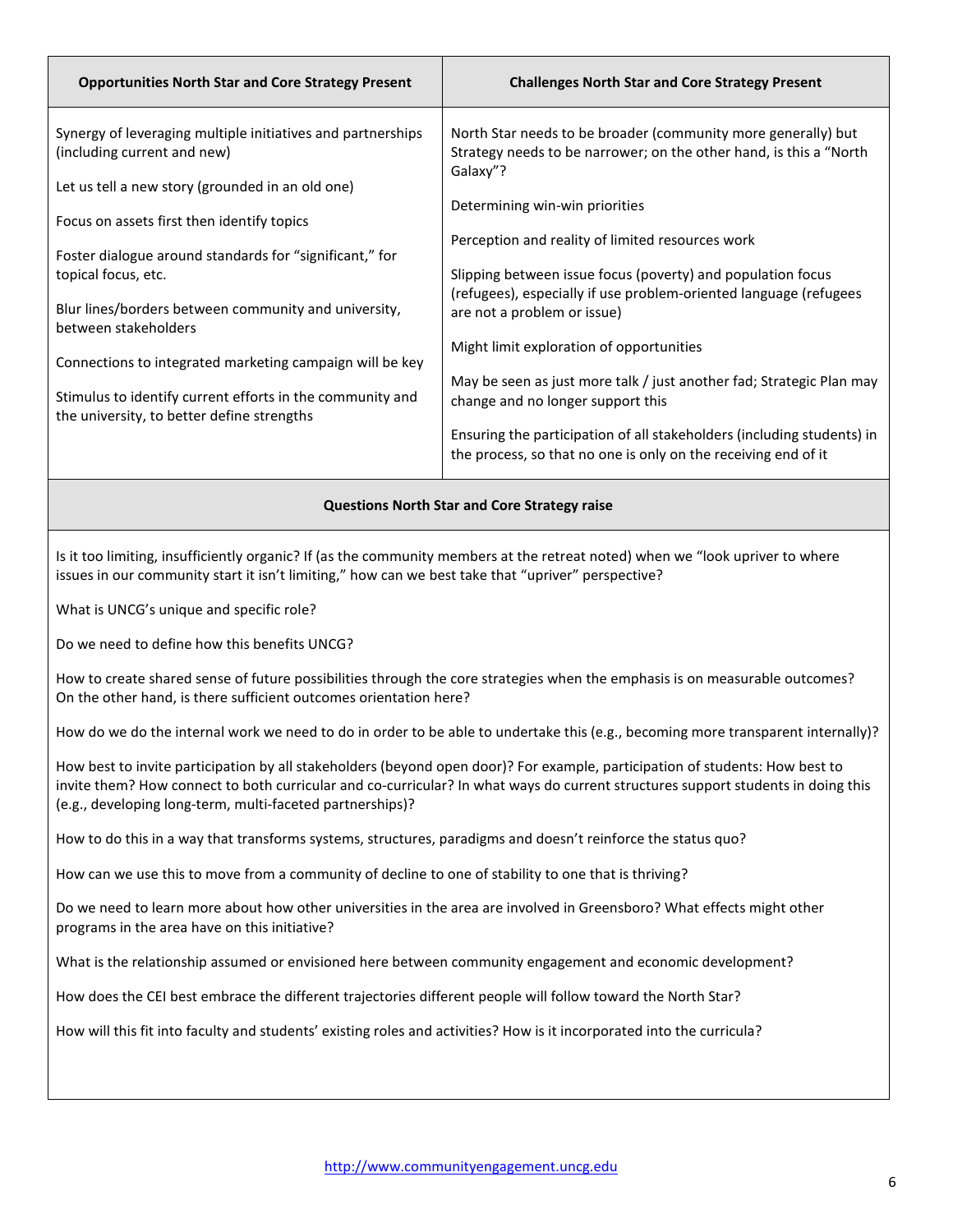| Opportunities North Star and Core Strategy Present | Challenges North Star and Core Strategy Present |
|---|---|
| Synergy of leveraging multiple initiatives and partnerships (including current and new)<br><br>Let us tell a new story (grounded in an old one)<br><br>Focus on assets first then identify topics<br><br>Foster dialogue around standards for "significant," for topical focus, etc.<br><br>Blur lines/borders between community and university, between stakeholders<br><br>Connections to integrated marketing campaign will be key<br><br>Stimulus to identify current efforts in the community and the university, to better define strengths | North Star needs to be broader (community more generally) but Strategy needs to be narrower; on the other hand, is this a "North Galaxy"?<br><br>Determining win-win priorities<br><br>Perception and reality of limited resources work<br><br>Slipping between issue focus (poverty) and population focus (refugees), especially if use problem-oriented language (refugees are not a problem or issue)<br><br>Might limit exploration of opportunities<br><br>May be seen as just more talk / just another fad; Strategic Plan may change and no longer support this<br><br>Ensuring the participation of all stakeholders (including students) in the process, so that no one is only on the receiving end of it |

**Questions North Star and Core Strategy raise**

Is it too limiting, insufficiently organic? If (as the community members at the retreat noted) when we "look upriver to where issues in our community start it isn't limiting," how can we best take that "upriver" perspective?

What is UNCG's unique and specific role?

Do we need to define how this benefits UNCG?

How to create shared sense of future possibilities through the core strategies when the emphasis is on measurable outcomes? On the other hand, is there sufficient outcomes orientation here?

How do we do the internal work we need to do in order to be able to undertake this (e.g., becoming more transparent internally)?

How best to invite participation by all stakeholders (beyond open door)? For example, participation of students: How best to invite them? How connect to both curricular and co-curricular? In what ways do current structures support students in doing this (e.g., developing long-term, multi-faceted partnerships)?

How to do this in a way that transforms systems, structures, paradigms and doesn't reinforce the status quo?

How can we use this to move from a community of decline to one of stability to one that is thriving?

Do we need to learn more about how other universities in the area are involved in Greensboro? What effects might other programs in the area have on this initiative?

What is the relationship assumed or envisioned here between community engagement and economic development?

How does the CEI best embrace the different trajectories different people will follow toward the North Star?

How will this fit into faculty and students' existing roles and activities? How is it incorporated into the curricula?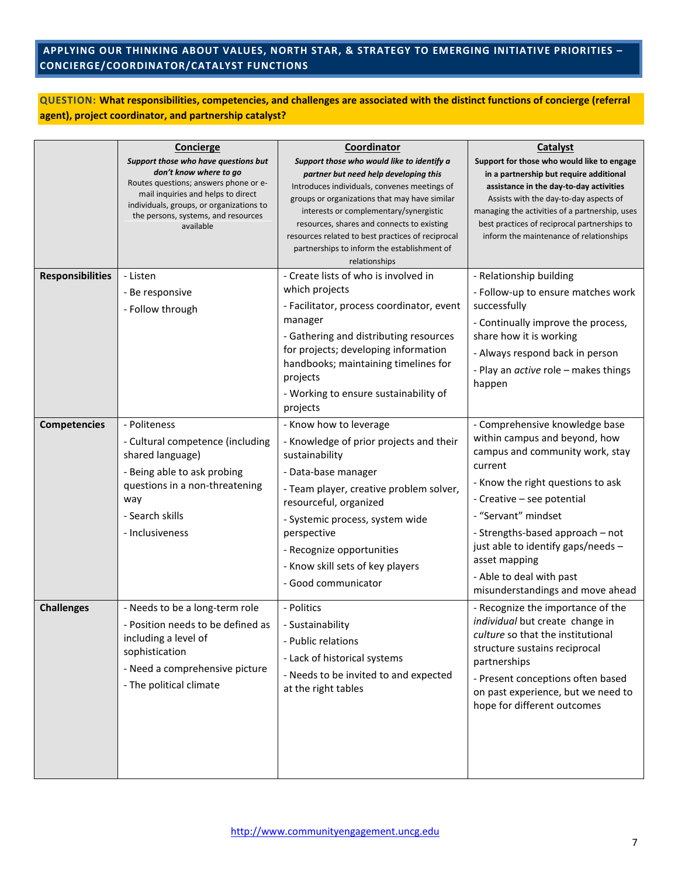## APPLYING OUR THINKING ABOUT VALUES, NORTH STAR, & STRATEGY TO EMERGING INITIATIVE PRIORITIES – CONCIERGE/COORDINATOR/CATALYST FUNCTIONS

**QUESTION: What responsibilities, competencies, and challenges are associated with the distinct functions of concierge (referral agent), project coordinator, and partnership catalyst?**

| | **Concierge**<br>***Support those who have questions but don't know where to go***<br>Routes questions; answers phone or e-mail inquiries and helps to direct individuals, groups, or organizations to the persons, systems, and resources available | **Coordinator**<br>***Support those who would like to identify a partner but need help developing this***<br>Introduces individuals, convenes meetings of groups or organizations that may have similar interests or complementary/synergistic resources, shares and connects to existing resources related to best practices of reciprocal partnerships to inform the establishment of relationships | **Catalyst**<br>**Support for those who would like to engage in a partnership but require additional assistance in the day-to-day activities**<br>Assists with the day-to-day aspects of managing the activities of a partnership, uses best practices of reciprocal partnerships to inform the maintenance of relationships |
|---|---|---|---|
| **Responsibilities** | - Listen<br>- Be responsive<br>- Follow through | - Create lists of who is involved in which projects<br>- Facilitator, process coordinator, event manager<br>- Gathering and distributing resources for projects; developing information handbooks; maintaining timelines for projects<br>- Working to ensure sustainability of projects | - Relationship building<br>- Follow-up to ensure matches work successfully<br>- Continually improve the process, share how it is working<br>- Always respond back in person<br>- Play an *active* role – makes things happen |
| **Competencies** | - Politeness<br>- Cultural competence (including shared language)<br>- Being able to ask probing questions in a non-threatening way<br>- Search skills<br>- Inclusiveness | - Know how to leverage<br>- Knowledge of prior projects and their sustainability<br>- Data-base manager<br>- Team player, creative problem solver, resourceful, organized<br>- Systemic process, system wide perspective<br>- Recognize opportunities<br>- Know skill sets of key players<br>- Good communicator | - Comprehensive knowledge base within campus and beyond, how campus and community work, stay current<br>- Know the right questions to ask<br>- Creative – see potential<br>- "Servant" mindset<br>- Strengths-based approach – not just able to identify gaps/needs – asset mapping<br>- Able to deal with past misunderstandings and move ahead |
| **Challenges** | - Needs to be a long-term role<br>- Position needs to be defined as including a level of sophistication<br>- Need a comprehensive picture<br>- The political climate | - Politics<br>- Sustainability<br>- Public relations<br>- Lack of historical systems<br>- Needs to be invited to and expected at the right tables | - Recognize the importance of the *individual* but create change in *culture* so that the institutional structure sustains reciprocal partnerships<br>- Present conceptions often based on past experience, but we need to hope for different outcomes |

http://www.communityengagement.uncg.edu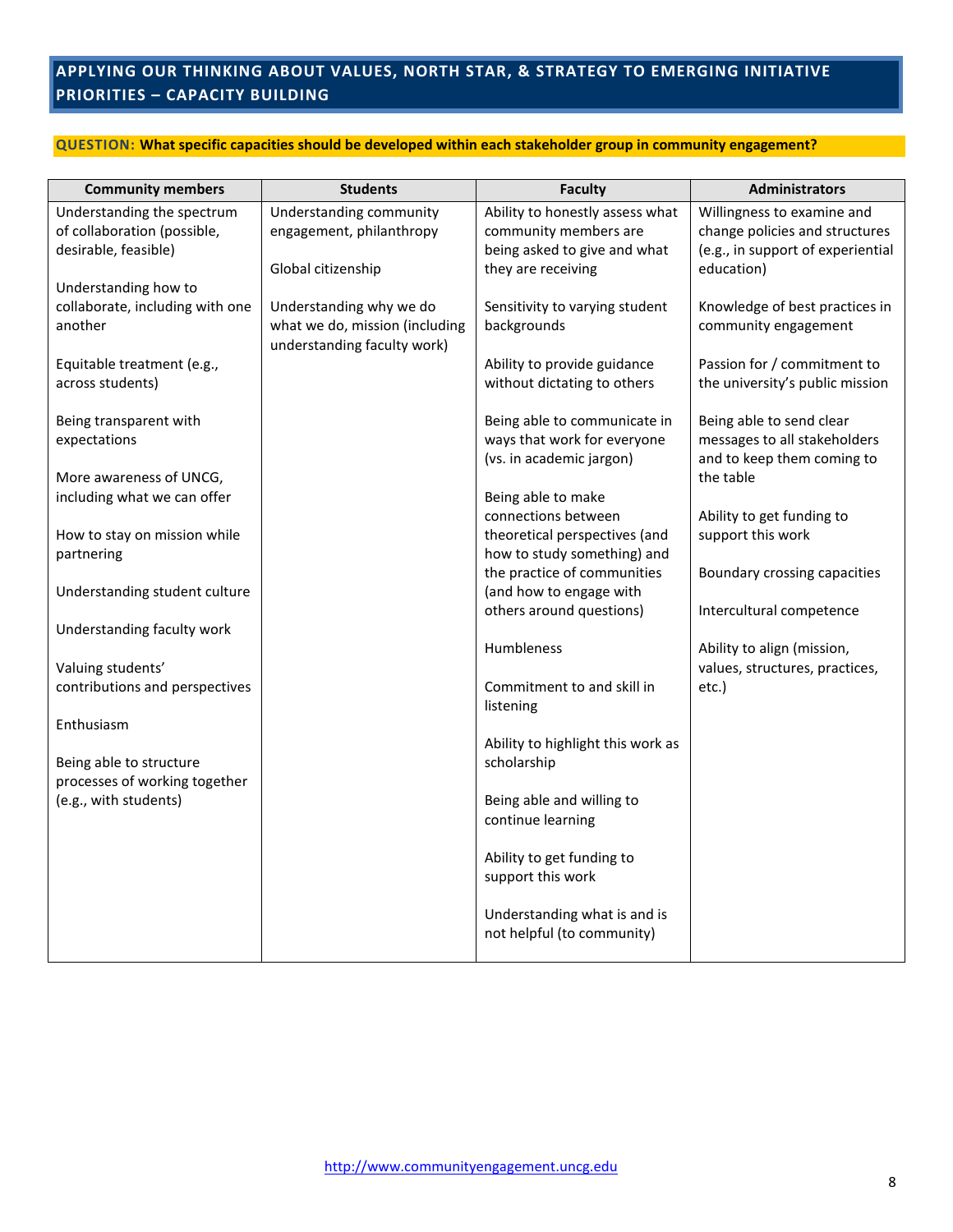## APPLYING OUR THINKING ABOUT VALUES, NORTH STAR, & STRATEGY TO EMERGING INITIATIVE PRIORITIES – CAPACITY BUILDING

**QUESTION: What specific capacities should be developed within each stakeholder group in community engagement?**

| Community members | Students | Faculty | Administrators |
|---|---|---|---|
| Understanding the spectrum of collaboration (possible, desirable, feasible)<br><br>Understanding how to collaborate, including with one another<br><br>Equitable treatment (e.g., across students)<br><br>Being transparent with expectations<br><br>More awareness of UNCG, including what we can offer<br><br>How to stay on mission while partnering<br><br>Understanding student culture<br><br>Understanding faculty work<br><br>Valuing students' contributions and perspectives<br><br>Enthusiasm<br><br>Being able to structure processes of working together (e.g., with students) | Understanding community engagement, philanthropy<br><br>Global citizenship<br><br>Understanding why we do what we do, mission (including understanding faculty work) | Ability to honestly assess what community members are being asked to give and what they are receiving<br><br>Sensitivity to varying student backgrounds<br><br>Ability to provide guidance without dictating to others<br><br>Being able to communicate in ways that work for everyone (vs. in academic jargon)<br><br>Being able to make connections between theoretical perspectives (and how to study something) and the practice of communities (and how to engage with others around questions)<br><br>Humbleness<br><br>Commitment to and skill in listening<br><br>Ability to highlight this work as scholarship<br><br>Being able and willing to continue learning<br><br>Ability to get funding to support this work<br><br>Understanding what is and is not helpful (to community) | Willingness to examine and change policies and structures (e.g., in support of experiential education)<br><br>Knowledge of best practices in community engagement<br><br>Passion for / commitment to the university's public mission<br><br>Being able to send clear messages to all stakeholders and to keep them coming to the table<br><br>Ability to get funding to support this work<br><br>Boundary crossing capacities<br><br>Intercultural competence<br><br>Ability to align (mission, values, structures, practices, etc.) |

http://www.communityengagement.uncg.edu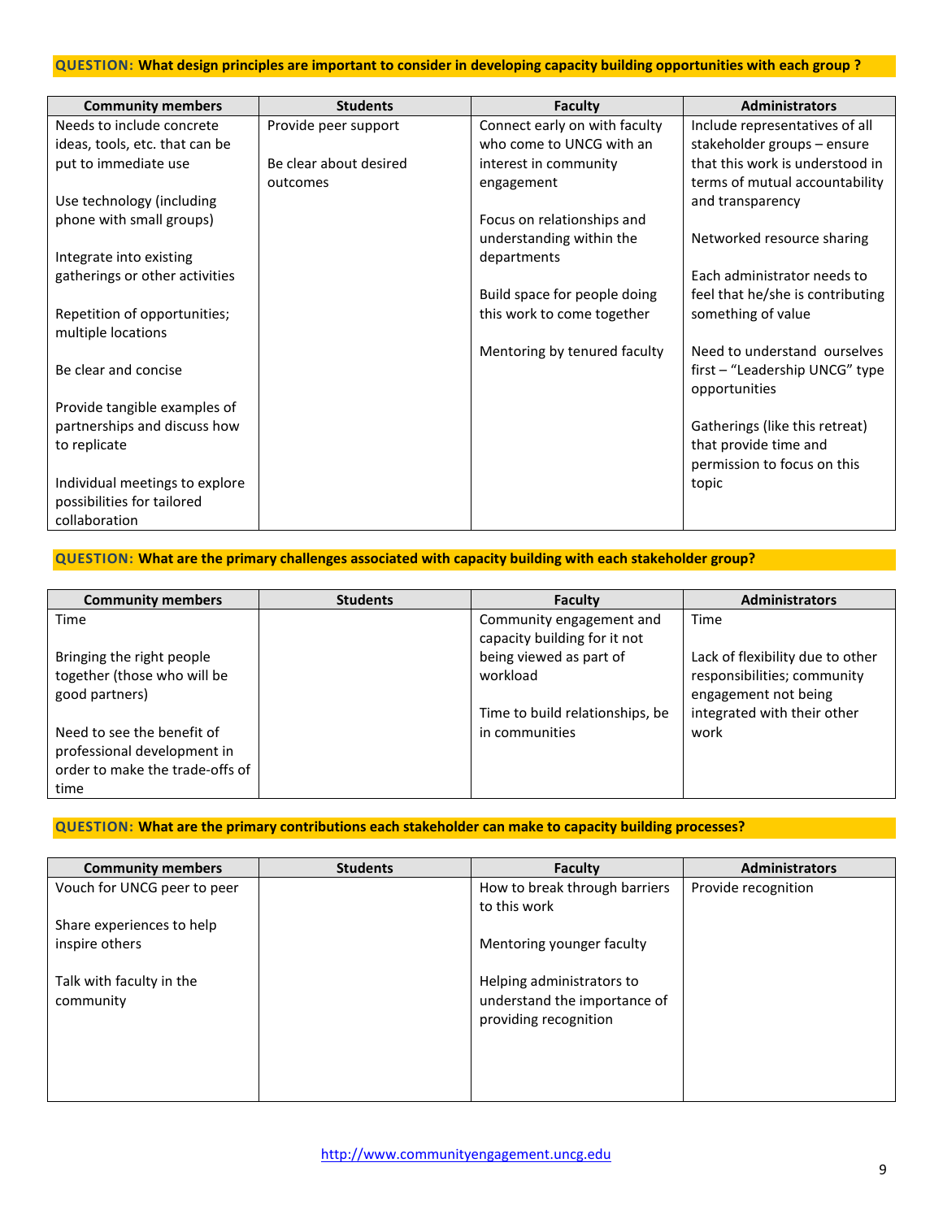**QUESTION: What design principles are important to consider in developing capacity building opportunities with each group ?**

| Community members | Students | Faculty | Administrators |
|---|---|---|---|
| Needs to include concrete ideas, tools, etc. that can be put to immediate use<br><br>Use technology (including phone with small groups)<br><br>Integrate into existing gatherings or other activities<br><br>Repetition of opportunities; multiple locations<br><br>Be clear and concise<br><br>Provide tangible examples of partnerships and discuss how to replicate<br><br>Individual meetings to explore possibilities for tailored collaboration | Provide peer support<br><br>Be clear about desired outcomes | Connect early on with faculty who come to UNCG with an interest in community engagement<br><br>Focus on relationships and understanding within the departments<br><br>Build space for people doing this work to come together<br><br>Mentoring by tenured faculty | Include representatives of all stakeholder groups – ensure that this work is understood in terms of mutual accountability and transparency<br><br>Networked resource sharing<br><br>Each administrator needs to feel that he/she is contributing something of value<br><br>Need to understand ourselves first – "Leadership UNCG" type opportunities<br><br>Gatherings (like this retreat) that provide time and permission to focus on this topic |

**QUESTION: What are the primary challenges associated with capacity building with each stakeholder group?**

| Community members | Students | Faculty | Administrators |
|---|---|---|---|
| Time<br><br>Bringing the right people together (those who will be good partners)<br><br>Need to see the benefit of professional development in order to make the trade-offs of time | | Community engagement and capacity building for it not being viewed as part of workload<br><br>Time to build relationships, be in communities | Time<br><br>Lack of flexibility due to other responsibilities; community engagement not being integrated with their other work |

**QUESTION: What are the primary contributions each stakeholder can make to capacity building processes?**

| Community members | Students | Faculty | Administrators |
|---|---|---|---|
| Vouch for UNCG peer to peer<br><br>Share experiences to help inspire others<br><br>Talk with faculty in the community | | How to break through barriers to this work<br><br>Mentoring younger faculty<br><br>Helping administrators to understand the importance of providing recognition | Provide recognition |

http://www.communityengagement.uncg.edu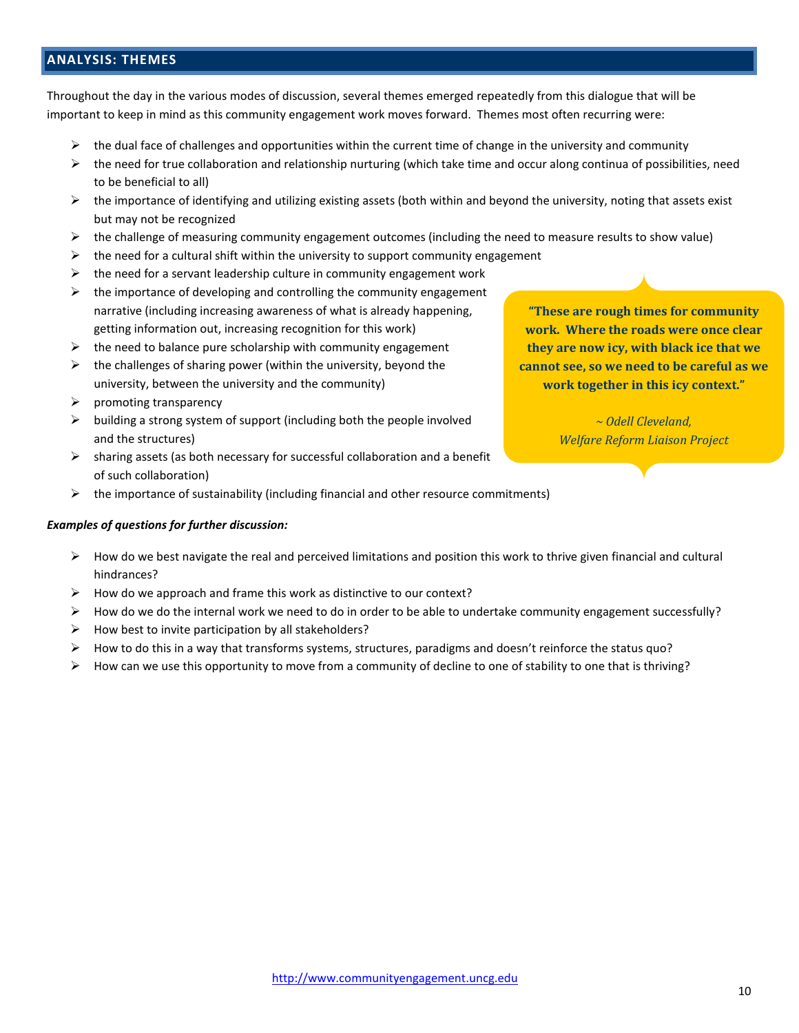## ANALYSIS: THEMES

Throughout the day in the various modes of discussion, several themes emerged repeatedly from this dialogue that will be important to keep in mind as this community engagement work moves forward. Themes most often recurring were:

- the dual face of challenges and opportunities within the current time of change in the university and community
- the need for true collaboration and relationship nurturing (which take time and occur along continua of possibilities, need to be beneficial to all)
- the importance of identifying and utilizing existing assets (both within and beyond the university, noting that assets exist but may not be recognized
- the challenge of measuring community engagement outcomes (including the need to measure results to show value)
- the need for a cultural shift within the university to support community engagement
- the need for a servant leadership culture in community engagement work
- the importance of developing and controlling the community engagement narrative (including increasing awareness of what is already happening, getting information out, increasing recognition for this work)
- the need to balance pure scholarship with community engagement
- the challenges of sharing power (within the university, beyond the university, between the university and the community)
- promoting transparency
- building a strong system of support (including both the people involved and the structures)
- sharing assets (as both necessary for successful collaboration and a benefit of such collaboration)
- the importance of sustainability (including financial and other resource commitments)

> **"These are rough times for community work. Where the roads were once clear they are now icy, with black ice that we cannot see, so we need to be careful as we work together in this icy context."**
>
> *~ Odell Cleveland, Welfare Reform Liaison Project*

***Examples of questions for further discussion:***

- How do we best navigate the real and perceived limitations and position this work to thrive given financial and cultural hindrances?
- How do we approach and frame this work as distinctive to our context?
- How do we do the internal work we need to do in order to be able to undertake community engagement successfully?
- How best to invite participation by all stakeholders?
- How to do this in a way that transforms systems, structures, paradigms and doesn't reinforce the status quo?
- How can we use this opportunity to move from a community of decline to one of stability to one that is thriving?

http://www.communityengagement.uncg.edu